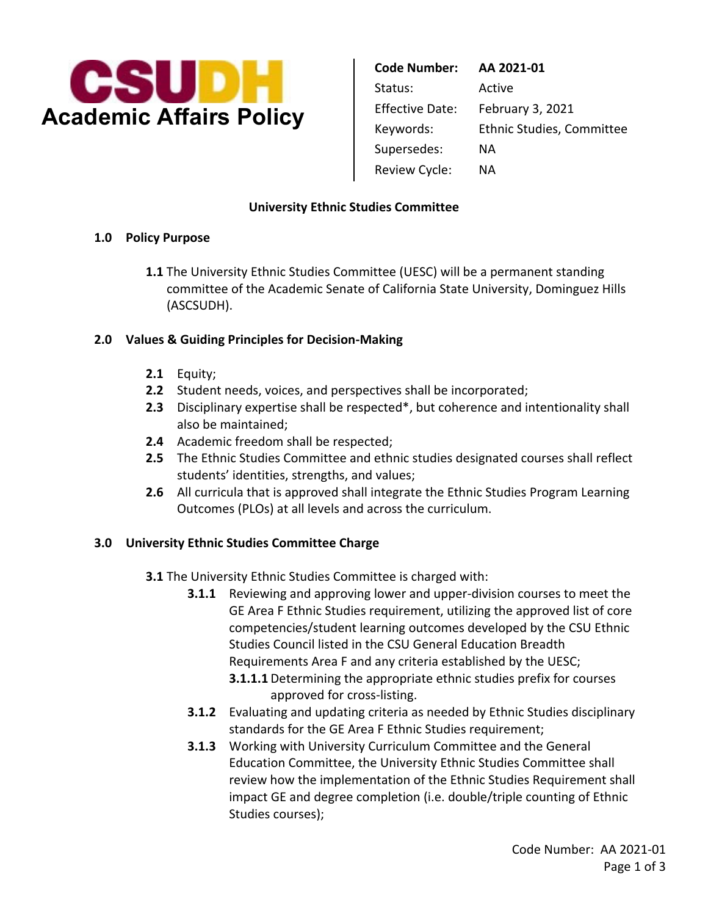**CSUDH**
**Academic Affairs Policy**

| | |
|---|---|
| **Code Number:** | **AA 2021-01** |
| Status: | Active |
| Effective Date: | February 3, 2021 |
| Keywords: | Ethnic Studies, Committee |
| Supersedes: | NA |
| Review Cycle: | NA |

# University Ethnic Studies Committee

## 1.0 Policy Purpose

**1.1** The University Ethnic Studies Committee (UESC) will be a permanent standing committee of the Academic Senate of California State University, Dominguez Hills (ASCSUDH).

## 2.0 Values & Guiding Principles for Decision-Making

**2.1** Equity;

**2.2** Student needs, voices, and perspectives shall be incorporated;

**2.3** Disciplinary expertise shall be respected*, but coherence and intentionality shall also be maintained;

**2.4** Academic freedom shall be respected;

**2.5** The Ethnic Studies Committee and ethnic studies designated courses shall reflect students' identities, strengths, and values;

**2.6** All curricula that is approved shall integrate the Ethnic Studies Program Learning Outcomes (PLOs) at all levels and across the curriculum.

## 3.0 University Ethnic Studies Committee Charge

**3.1** The University Ethnic Studies Committee is charged with:

- **3.1.1** Reviewing and approving lower and upper-division courses to meet the GE Area F Ethnic Studies requirement, utilizing the approved list of core competencies/student learning outcomes developed by the CSU Ethnic Studies Council listed in the CSU General Education Breadth Requirements Area F and any criteria established by the UESC;
  - **3.1.1.1** Determining the appropriate ethnic studies prefix for courses approved for cross-listing.
- **3.1.2** Evaluating and updating criteria as needed by Ethnic Studies disciplinary standards for the GE Area F Ethnic Studies requirement;
- **3.1.3** Working with University Curriculum Committee and the General Education Committee, the University Ethnic Studies Committee shall review how the implementation of the Ethnic Studies Requirement shall impact GE and degree completion (i.e. double/triple counting of Ethnic Studies courses);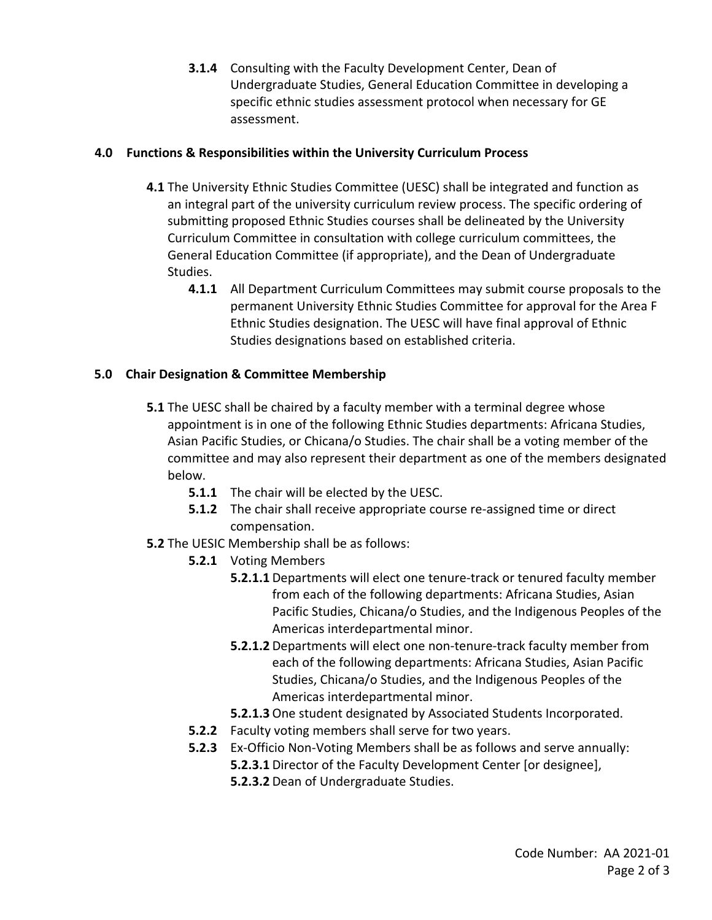**3.1.4** Consulting with the Faculty Development Center, Dean of Undergraduate Studies, General Education Committee in developing a specific ethnic studies assessment protocol when necessary for GE assessment.

## 4.0 Functions & Responsibilities within the University Curriculum Process

**4.1** The University Ethnic Studies Committee (UESC) shall be integrated and function as an integral part of the university curriculum review process. The specific ordering of submitting proposed Ethnic Studies courses shall be delineated by the University Curriculum Committee in consultation with college curriculum committees, the General Education Committee (if appropriate), and the Dean of Undergraduate Studies.

- **4.1.1** All Department Curriculum Committees may submit course proposals to the permanent University Ethnic Studies Committee for approval for the Area F Ethnic Studies designation. The UESC will have final approval of Ethnic Studies designations based on established criteria.

## 5.0 Chair Designation & Committee Membership

**5.1** The UESC shall be chaired by a faculty member with a terminal degree whose appointment is in one of the following Ethnic Studies departments: Africana Studies, Asian Pacific Studies, or Chicana/o Studies. The chair shall be a voting member of the committee and may also represent their department as one of the members designated below.

- **5.1.1** The chair will be elected by the UESC.
- **5.1.2** The chair shall receive appropriate course re-assigned time or direct compensation.

**5.2** The UESIC Membership shall be as follows:

- **5.2.1** Voting Members
  - **5.2.1.1** Departments will elect one tenure-track or tenured faculty member from each of the following departments: Africana Studies, Asian Pacific Studies, Chicana/o Studies, and the Indigenous Peoples of the Americas interdepartmental minor.
  - **5.2.1.2** Departments will elect one non-tenure-track faculty member from each of the following departments: Africana Studies, Asian Pacific Studies, Chicana/o Studies, and the Indigenous Peoples of the Americas interdepartmental minor.
  - **5.2.1.3** One student designated by Associated Students Incorporated.
- **5.2.2** Faculty voting members shall serve for two years.
- **5.2.3** Ex-Officio Non-Voting Members shall be as follows and serve annually:
  - **5.2.3.1** Director of the Faculty Development Center [or designee],
  - **5.2.3.2** Dean of Undergraduate Studies.

Code Number: AA 2021-01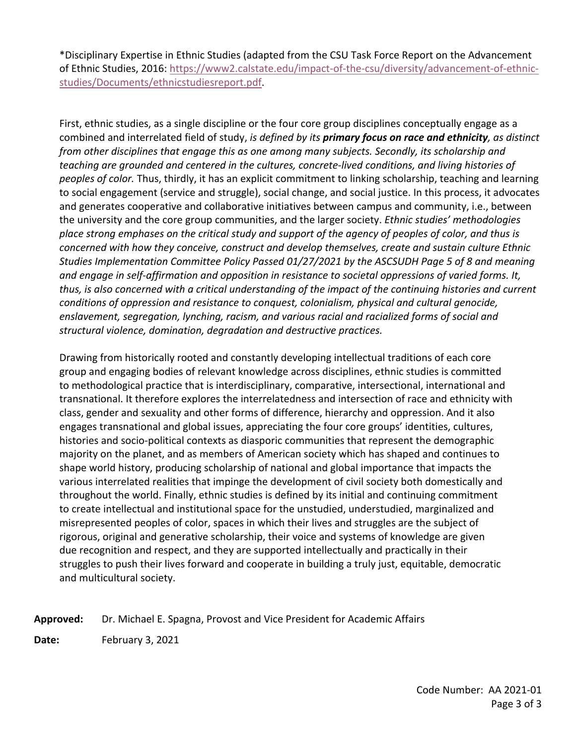*Disciplinary Expertise in Ethnic Studies (adapted from the CSU Task Force Report on the Advancement of Ethnic Studies, 2016: [https://www2.calstate.edu/impact-of-the-csu/diversity/advancement-of-ethnic-studies/Documents/ethnicstudiesreport.pdf](https://www2.calstate.edu/impact-of-the-csu/diversity/advancement-of-ethnic-studies/Documents/ethnicstudiesreport.pdf).

First, ethnic studies, as a single discipline or the four core group disciplines conceptually engage as a combined and interrelated field of study, *is defined by its **primary focus on race and ethnicity**, as distinct from other disciplines that engage this as one among many subjects. Secondly, its scholarship and teaching are grounded and centered in the cultures, concrete-lived conditions, and living histories of peoples of color.* Thus, thirdly, it has an explicit commitment to linking scholarship, teaching and learning to social engagement (service and struggle), social change, and social justice. In this process, it advocates and generates cooperative and collaborative initiatives between campus and community, i.e., between the university and the core group communities, and the larger society. *Ethnic studies' methodologies place strong emphases on the critical study and support of the agency of peoples of color, and thus is concerned with how they conceive, construct and develop themselves, create and sustain culture Ethnic Studies Implementation Committee Policy Passed 01/27/2021 by the ASCSUDH Page 5 of 8 and meaning and engage in self-affirmation and opposition in resistance to societal oppressions of varied forms. It, thus, is also concerned with a critical understanding of the impact of the continuing histories and current conditions of oppression and resistance to conquest, colonialism, physical and cultural genocide, enslavement, segregation, lynching, racism, and various racial and racialized forms of social and structural violence, domination, degradation and destructive practices.*

Drawing from historically rooted and constantly developing intellectual traditions of each core group and engaging bodies of relevant knowledge across disciplines, ethnic studies is committed to methodological practice that is interdisciplinary, comparative, intersectional, international and transnational. It therefore explores the interrelatedness and intersection of race and ethnicity with class, gender and sexuality and other forms of difference, hierarchy and oppression. And it also engages transnational and global issues, appreciating the four core groups' identities, cultures, histories and socio-political contexts as diasporic communities that represent the demographic majority on the planet, and as members of American society which has shaped and continues to shape world history, producing scholarship of national and global importance that impacts the various interrelated realities that impinge the development of civil society both domestically and throughout the world. Finally, ethnic studies is defined by its initial and continuing commitment to create intellectual and institutional space for the unstudied, understudied, marginalized and misrepresented peoples of color, spaces in which their lives and struggles are the subject of rigorous, original and generative scholarship, their voice and systems of knowledge are given due recognition and respect, and they are supported intellectually and practically in their struggles to push their lives forward and cooperate in building a truly just, equitable, democratic and multicultural society.

**Approved:** Dr. Michael E. Spagna, Provost and Vice President for Academic Affairs

**Date:** February 3, 2021

Code Number: AA 2021-01